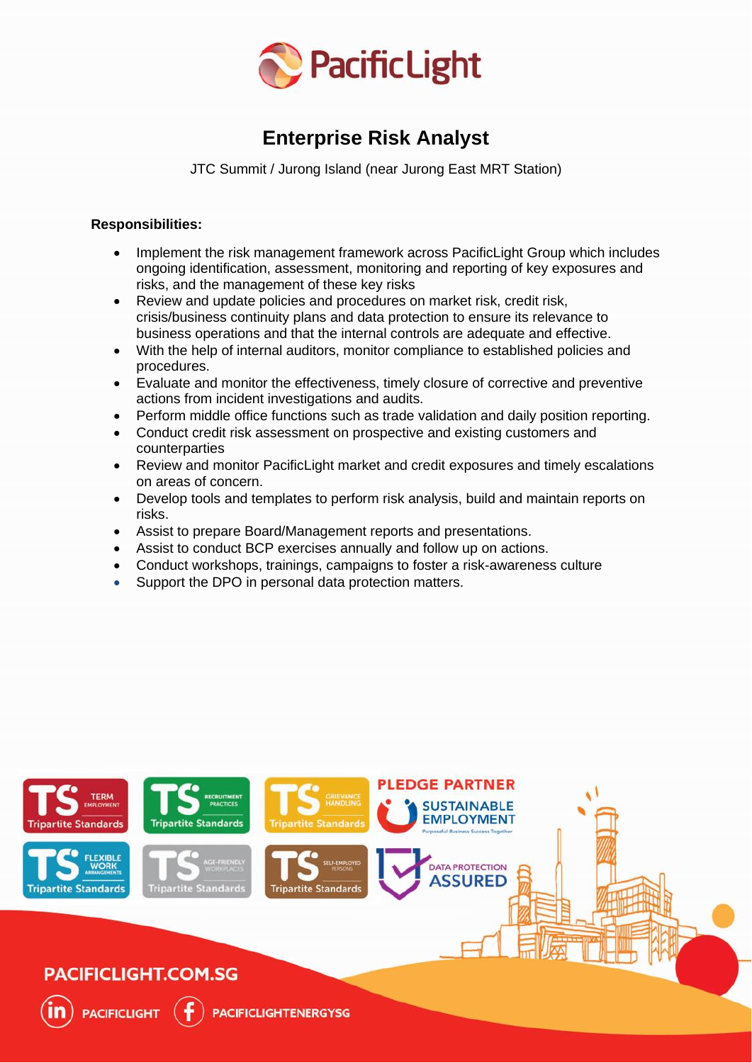# Enterprise Risk Analyst

JTC Summit / Jurong Island (near Jurong East MRT Station)

**Responsibilities:**

- Implement the risk management framework across PacificLight Group which includes ongoing identification, assessment, monitoring and reporting of key exposures and risks, and the management of these key risks
- Review and update policies and procedures on market risk, credit risk, crisis/business continuity plans and data protection to ensure its relevance to business operations and that the internal controls are adequate and effective.
- With the help of internal auditors, monitor compliance to established policies and procedures.
- Evaluate and monitor the effectiveness, timely closure of corrective and preventive actions from incident investigations and audits.
- Perform middle office functions such as trade validation and daily position reporting.
- Conduct credit risk assessment on prospective and existing customers and counterparties
- Review and monitor PacificLight market and credit exposures and timely escalations on areas of concern.
- Develop tools and templates to perform risk analysis, build and maintain reports on risks.
- Assist to prepare Board/Management reports and presentations.
- Assist to conduct BCP exercises annually and follow up on actions.
- Conduct workshops, trainings, campaigns to foster a risk-awareness culture
- Support the DPO in personal data protection matters.

PACIFICLIGHT.COM.SG

PACIFICLIGHT PACIFICLIGHTENERGYSG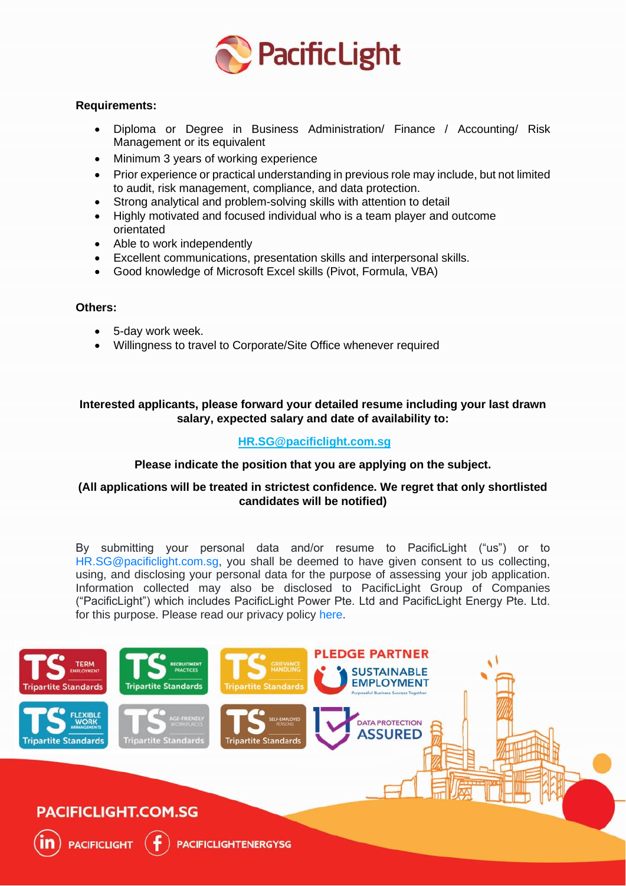**Requirements:**

- Diploma or Degree in Business Administration/ Finance / Accounting/ Risk Management or its equivalent
- Minimum 3 years of working experience
- Prior experience or practical understanding in previous role may include, but not limited to audit, risk management, compliance, and data protection.
- Strong analytical and problem-solving skills with attention to detail
- Highly motivated and focused individual who is a team player and outcome orientated
- Able to work independently
- Excellent communications, presentation skills and interpersonal skills.
- Good knowledge of Microsoft Excel skills (Pivot, Formula, VBA)

**Others:**

- 5-day work week.
- Willingness to travel to Corporate/Site Office whenever required

**Interested applicants, please forward your detailed resume including your last drawn salary, expected salary and date of availability to:**

**HR.SG@pacificlight.com.sg**

**Please indicate the position that you are applying on the subject.**

**(All applications will be treated in strictest confidence. We regret that only shortlisted candidates will be notified)**

By submitting your personal data and/or resume to PacificLight ("us") or to HR.SG@pacificlight.com.sg, you shall be deemed to have given consent to us collecting, using, and disclosing your personal data for the purpose of assessing your job application. Information collected may also be disclosed to PacificLight Group of Companies ("PacificLight") which includes PacificLight Power Pte. Ltd and PacificLight Energy Pte. Ltd. for this purpose. Please read our privacy policy here.

PACIFICLIGHT.COM.SG

PACIFICLIGHT PACIFICLIGHTENERGYSG